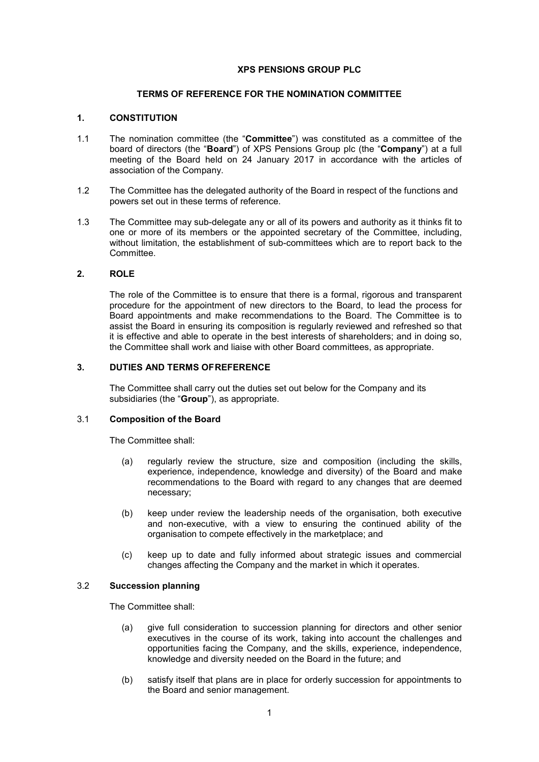# XPS PENSIONS GROUP PLC

## TERMS OF REFERENCE FOR THE NOMINATION COMMITTEE

### 1. CONSTITUTION

1.1 The nomination committee (the "**Committee**") was constituted as a committee of the board of directors (the "**Board**") of XPS Pensions Group plc (the "**Company**") at a full meeting of the Board held on 24 January 2017 in accordance with the articles of association of the Company.

1.2 The Committee has the delegated authority of the Board in respect of the functions and powers set out in these terms of reference.

1.3 The Committee may sub-delegate any or all of its powers and authority as it thinks fit to one or more of its members or the appointed secretary of the Committee, including, without limitation, the establishment of sub-committees which are to report back to the Committee.

### 2. ROLE

The role of the Committee is to ensure that there is a formal, rigorous and transparent procedure for the appointment of new directors to the Board, to lead the process for Board appointments and make recommendations to the Board. The Committee is to assist the Board in ensuring its composition is regularly reviewed and refreshed so that it is effective and able to operate in the best interests of shareholders; and in doing so, the Committee shall work and liaise with other Board committees, as appropriate.

### 3. DUTIES AND TERMS OF REFERENCE

The Committee shall carry out the duties set out below for the Company and its subsidiaries (the "**Group**"), as appropriate.

#### 3.1 Composition of the Board

The Committee shall:

(a) regularly review the structure, size and composition (including the skills, experience, independence, knowledge and diversity) of the Board and make recommendations to the Board with regard to any changes that are deemed necessary;

(b) keep under review the leadership needs of the organisation, both executive and non-executive, with a view to ensuring the continued ability of the organisation to compete effectively in the marketplace; and

(c) keep up to date and fully informed about strategic issues and commercial changes affecting the Company and the market in which it operates.

#### 3.2 Succession planning

The Committee shall:

(a) give full consideration to succession planning for directors and other senior executives in the course of its work, taking into account the challenges and opportunities facing the Company, and the skills, experience, independence, knowledge and diversity needed on the Board in the future; and

(b) satisfy itself that plans are in place for orderly succession for appointments to the Board and senior management.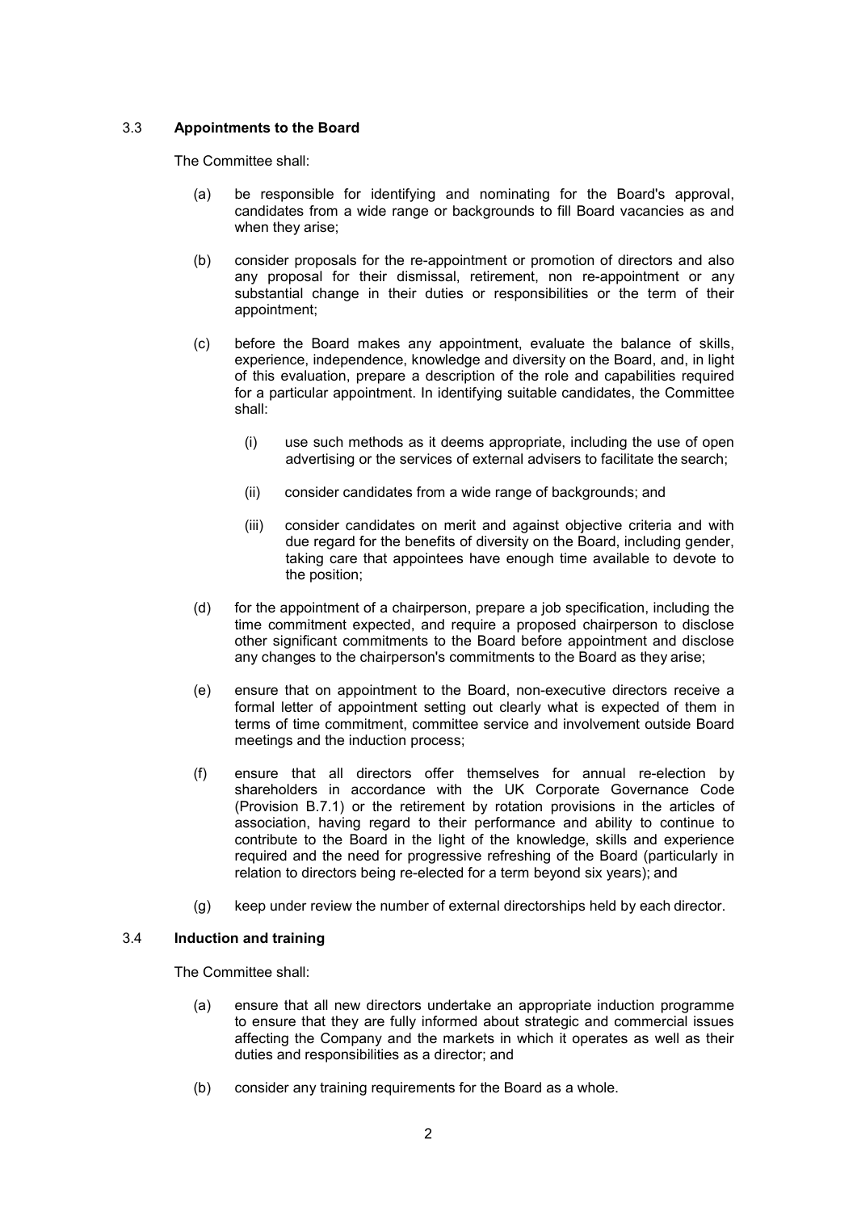### 3.3 **Appointments to the Board**

The Committee shall:

(a) be responsible for identifying and nominating for the Board's approval, candidates from a wide range or backgrounds to fill Board vacancies as and when they arise;

(b) consider proposals for the re-appointment or promotion of directors and also any proposal for their dismissal, retirement, non re-appointment or any substantial change in their duties or responsibilities or the term of their appointment;

(c) before the Board makes any appointment, evaluate the balance of skills, experience, independence, knowledge and diversity on the Board, and, in light of this evaluation, prepare a description of the role and capabilities required for a particular appointment. In identifying suitable candidates, the Committee shall:

  (i) use such methods as it deems appropriate, including the use of open advertising or the services of external advisers to facilitate the search;

  (ii) consider candidates from a wide range of backgrounds; and

  (iii) consider candidates on merit and against objective criteria and with due regard for the benefits of diversity on the Board, including gender, taking care that appointees have enough time available to devote to the position;

(d) for the appointment of a chairperson, prepare a job specification, including the time commitment expected, and require a proposed chairperson to disclose other significant commitments to the Board before appointment and disclose any changes to the chairperson's commitments to the Board as they arise;

(e) ensure that on appointment to the Board, non-executive directors receive a formal letter of appointment setting out clearly what is expected of them in terms of time commitment, committee service and involvement outside Board meetings and the induction process;

(f) ensure that all directors offer themselves for annual re-election by shareholders in accordance with the UK Corporate Governance Code (Provision B.7.1) or the retirement by rotation provisions in the articles of association, having regard to their performance and ability to continue to contribute to the Board in the light of the knowledge, skills and experience required and the need for progressive refreshing of the Board (particularly in relation to directors being re-elected for a term beyond six years); and

(g) keep under review the number of external directorships held by each director.

### 3.4 **Induction and training**

The Committee shall:

(a) ensure that all new directors undertake an appropriate induction programme to ensure that they are fully informed about strategic and commercial issues affecting the Company and the markets in which it operates as well as their duties and responsibilities as a director; and

(b) consider any training requirements for the Board as a whole.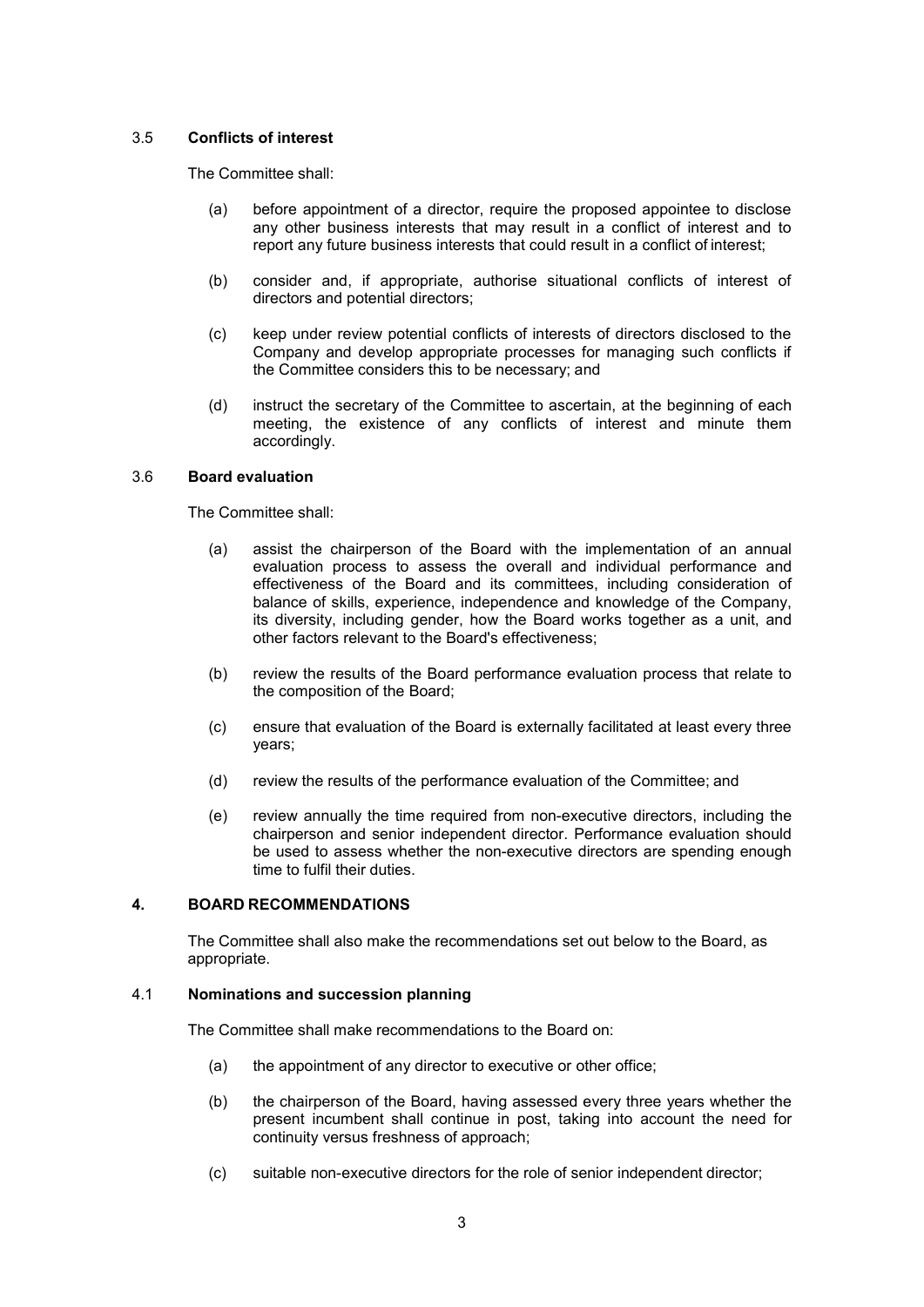### 3.5 **Conflicts of interest**

The Committee shall:

(a) before appointment of a director, require the proposed appointee to disclose any other business interests that may result in a conflict of interest and to report any future business interests that could result in a conflict of interest;

(b) consider and, if appropriate, authorise situational conflicts of interest of directors and potential directors;

(c) keep under review potential conflicts of interests of directors disclosed to the Company and develop appropriate processes for managing such conflicts if the Committee considers this to be necessary; and

(d) instruct the secretary of the Committee to ascertain, at the beginning of each meeting, the existence of any conflicts of interest and minute them accordingly.

### 3.6 **Board evaluation**

The Committee shall:

(a) assist the chairperson of the Board with the implementation of an annual evaluation process to assess the overall and individual performance and effectiveness of the Board and its committees, including consideration of balance of skills, experience, independence and knowledge of the Company, its diversity, including gender, how the Board works together as a unit, and other factors relevant to the Board's effectiveness;

(b) review the results of the Board performance evaluation process that relate to the composition of the Board;

(c) ensure that evaluation of the Board is externally facilitated at least every three years;

(d) review the results of the performance evaluation of the Committee; and

(e) review annually the time required from non-executive directors, including the chairperson and senior independent director. Performance evaluation should be used to assess whether the non-executive directors are spending enough time to fulfil their duties.

## 4. **BOARD RECOMMENDATIONS**

The Committee shall also make the recommendations set out below to the Board, as appropriate.

### 4.1 **Nominations and succession planning**

The Committee shall make recommendations to the Board on:

(a) the appointment of any director to executive or other office;

(b) the chairperson of the Board, having assessed every three years whether the present incumbent shall continue in post, taking into account the need for continuity versus freshness of approach;

(c) suitable non-executive directors for the role of senior independent director;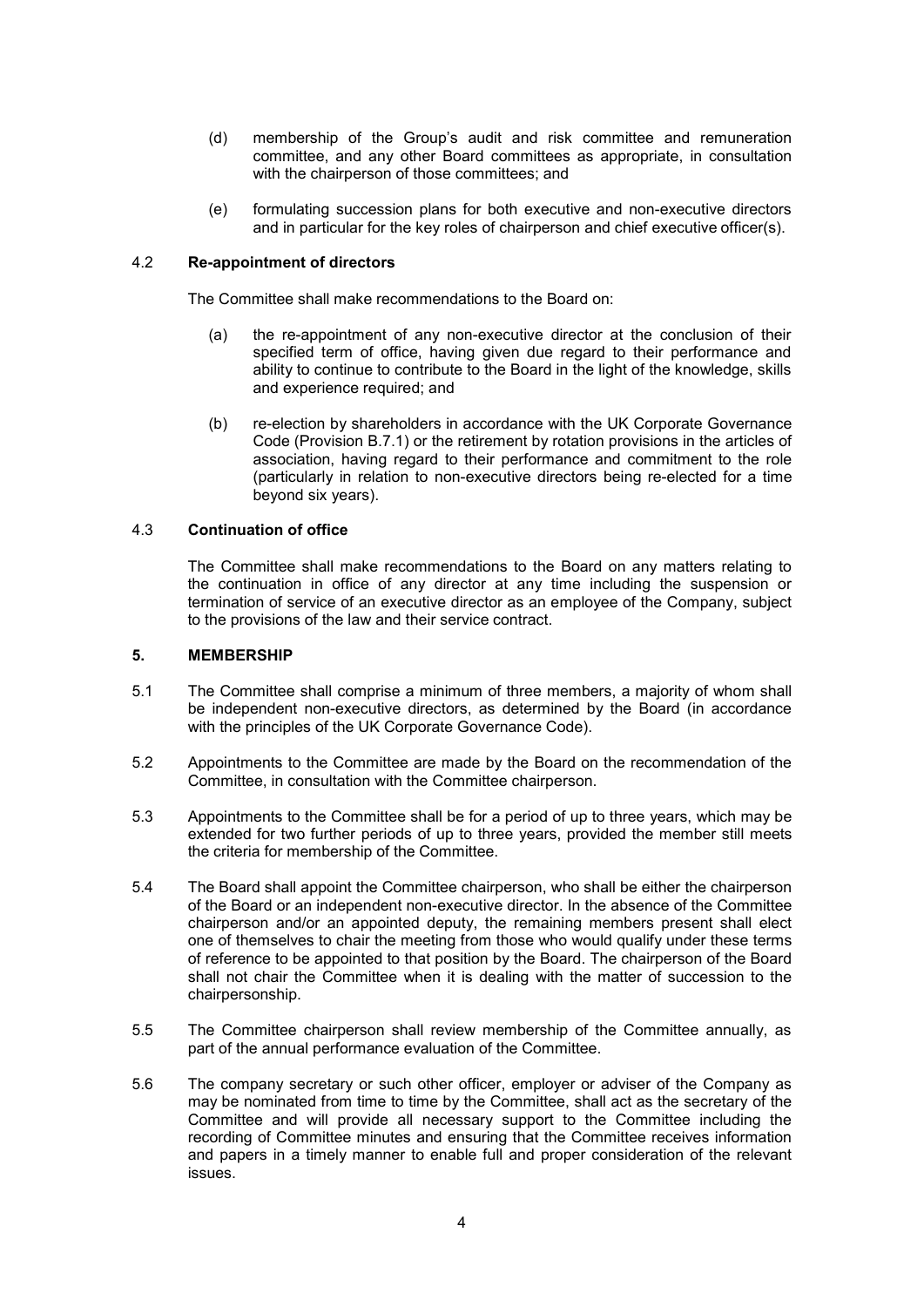(d) membership of the Group's audit and risk committee and remuneration committee, and any other Board committees as appropriate, in consultation with the chairperson of those committees; and

(e) formulating succession plans for both executive and non-executive directors and in particular for the key roles of chairperson and chief executive officer(s).

### 4.2 Re-appointment of directors

The Committee shall make recommendations to the Board on:

(a) the re-appointment of any non-executive director at the conclusion of their specified term of office, having given due regard to their performance and ability to continue to contribute to the Board in the light of the knowledge, skills and experience required; and

(b) re-election by shareholders in accordance with the UK Corporate Governance Code (Provision B.7.1) or the retirement by rotation provisions in the articles of association, having regard to their performance and commitment to the role (particularly in relation to non-executive directors being re-elected for a time beyond six years).

### 4.3 Continuation of office

The Committee shall make recommendations to the Board on any matters relating to the continuation in office of any director at any time including the suspension or termination of service of an executive director as an employee of the Company, subject to the provisions of the law and their service contract.

## 5. MEMBERSHIP

5.1 The Committee shall comprise a minimum of three members, a majority of whom shall be independent non-executive directors, as determined by the Board (in accordance with the principles of the UK Corporate Governance Code).

5.2 Appointments to the Committee are made by the Board on the recommendation of the Committee, in consultation with the Committee chairperson.

5.3 Appointments to the Committee shall be for a period of up to three years, which may be extended for two further periods of up to three years, provided the member still meets the criteria for membership of the Committee.

5.4 The Board shall appoint the Committee chairperson, who shall be either the chairperson of the Board or an independent non-executive director. In the absence of the Committee chairperson and/or an appointed deputy, the remaining members present shall elect one of themselves to chair the meeting from those who would qualify under these terms of reference to be appointed to that position by the Board. The chairperson of the Board shall not chair the Committee when it is dealing with the matter of succession to the chairpersonship.

5.5 The Committee chairperson shall review membership of the Committee annually, as part of the annual performance evaluation of the Committee.

5.6 The company secretary or such other officer, employer or adviser of the Company as may be nominated from time to time by the Committee, shall act as the secretary of the Committee and will provide all necessary support to the Committee including the recording of Committee minutes and ensuring that the Committee receives information and papers in a timely manner to enable full and proper consideration of the relevant issues.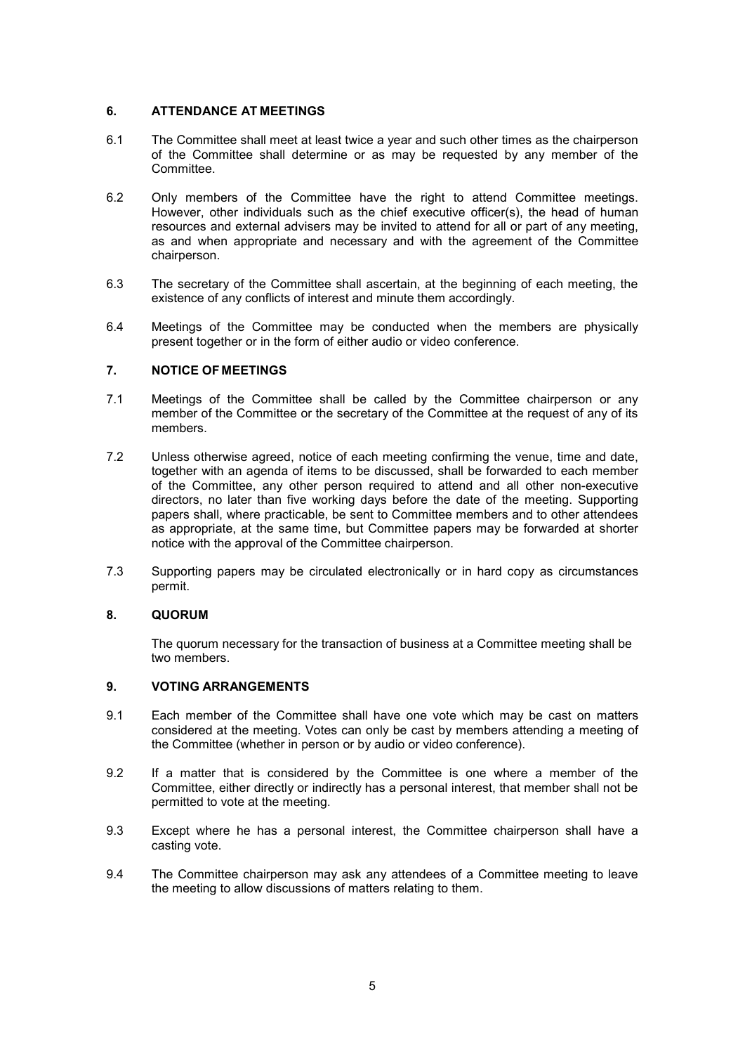## 6. ATTENDANCE AT MEETINGS

6.1 The Committee shall meet at least twice a year and such other times as the chairperson of the Committee shall determine or as may be requested by any member of the Committee.

6.2 Only members of the Committee have the right to attend Committee meetings. However, other individuals such as the chief executive officer(s), the head of human resources and external advisers may be invited to attend for all or part of any meeting, as and when appropriate and necessary and with the agreement of the Committee chairperson.

6.3 The secretary of the Committee shall ascertain, at the beginning of each meeting, the existence of any conflicts of interest and minute them accordingly.

6.4 Meetings of the Committee may be conducted when the members are physically present together or in the form of either audio or video conference.

## 7. NOTICE OF MEETINGS

7.1 Meetings of the Committee shall be called by the Committee chairperson or any member of the Committee or the secretary of the Committee at the request of any of its members.

7.2 Unless otherwise agreed, notice of each meeting confirming the venue, time and date, together with an agenda of items to be discussed, shall be forwarded to each member of the Committee, any other person required to attend and all other non-executive directors, no later than five working days before the date of the meeting. Supporting papers shall, where practicable, be sent to Committee members and to other attendees as appropriate, at the same time, but Committee papers may be forwarded at shorter notice with the approval of the Committee chairperson.

7.3 Supporting papers may be circulated electronically or in hard copy as circumstances permit.

## 8. QUORUM

The quorum necessary for the transaction of business at a Committee meeting shall be two members.

## 9. VOTING ARRANGEMENTS

9.1 Each member of the Committee shall have one vote which may be cast on matters considered at the meeting. Votes can only be cast by members attending a meeting of the Committee (whether in person or by audio or video conference).

9.2 If a matter that is considered by the Committee is one where a member of the Committee, either directly or indirectly has a personal interest, that member shall not be permitted to vote at the meeting.

9.3 Except where he has a personal interest, the Committee chairperson shall have a casting vote.

9.4 The Committee chairperson may ask any attendees of a Committee meeting to leave the meeting to allow discussions of matters relating to them.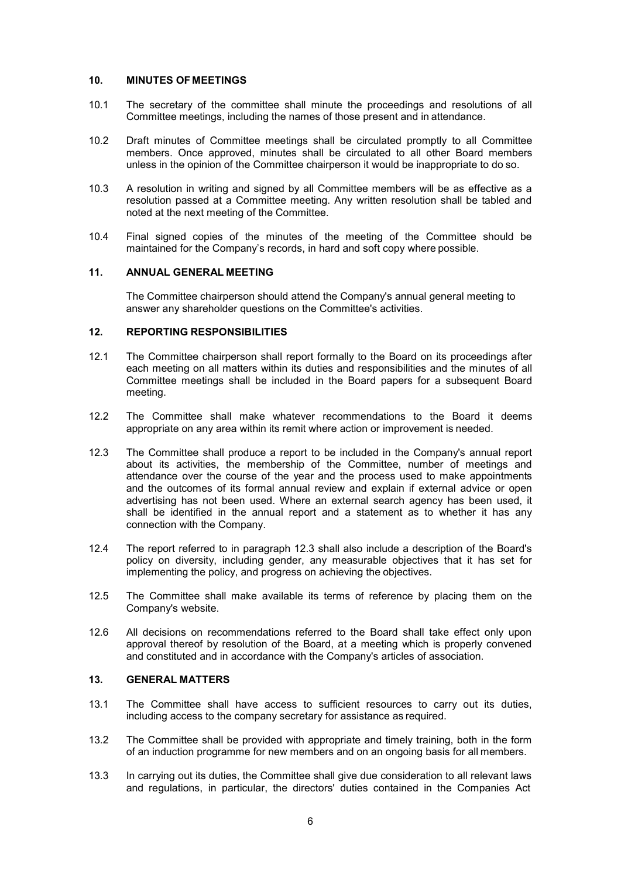## 10. MINUTES OF MEETINGS

10.1 The secretary of the committee shall minute the proceedings and resolutions of all Committee meetings, including the names of those present and in attendance.

10.2 Draft minutes of Committee meetings shall be circulated promptly to all Committee members. Once approved, minutes shall be circulated to all other Board members unless in the opinion of the Committee chairperson it would be inappropriate to do so.

10.3 A resolution in writing and signed by all Committee members will be as effective as a resolution passed at a Committee meeting. Any written resolution shall be tabled and noted at the next meeting of the Committee.

10.4 Final signed copies of the minutes of the meeting of the Committee should be maintained for the Company's records, in hard and soft copy where possible.

## 11. ANNUAL GENERAL MEETING

The Committee chairperson should attend the Company's annual general meeting to answer any shareholder questions on the Committee's activities.

## 12. REPORTING RESPONSIBILITIES

12.1 The Committee chairperson shall report formally to the Board on its proceedings after each meeting on all matters within its duties and responsibilities and the minutes of all Committee meetings shall be included in the Board papers for a subsequent Board meeting.

12.2 The Committee shall make whatever recommendations to the Board it deems appropriate on any area within its remit where action or improvement is needed.

12.3 The Committee shall produce a report to be included in the Company's annual report about its activities, the membership of the Committee, number of meetings and attendance over the course of the year and the process used to make appointments and the outcomes of its formal annual review and explain if external advice or open advertising has not been used. Where an external search agency has been used, it shall be identified in the annual report and a statement as to whether it has any connection with the Company.

12.4 The report referred to in paragraph 12.3 shall also include a description of the Board's policy on diversity, including gender, any measurable objectives that it has set for implementing the policy, and progress on achieving the objectives.

12.5 The Committee shall make available its terms of reference by placing them on the Company's website.

12.6 All decisions on recommendations referred to the Board shall take effect only upon approval thereof by resolution of the Board, at a meeting which is properly convened and constituted and in accordance with the Company's articles of association.

## 13. GENERAL MATTERS

13.1 The Committee shall have access to sufficient resources to carry out its duties, including access to the company secretary for assistance as required.

13.2 The Committee shall be provided with appropriate and timely training, both in the form of an induction programme for new members and on an ongoing basis for all members.

13.3 In carrying out its duties, the Committee shall give due consideration to all relevant laws and regulations, in particular, the directors' duties contained in the Companies Act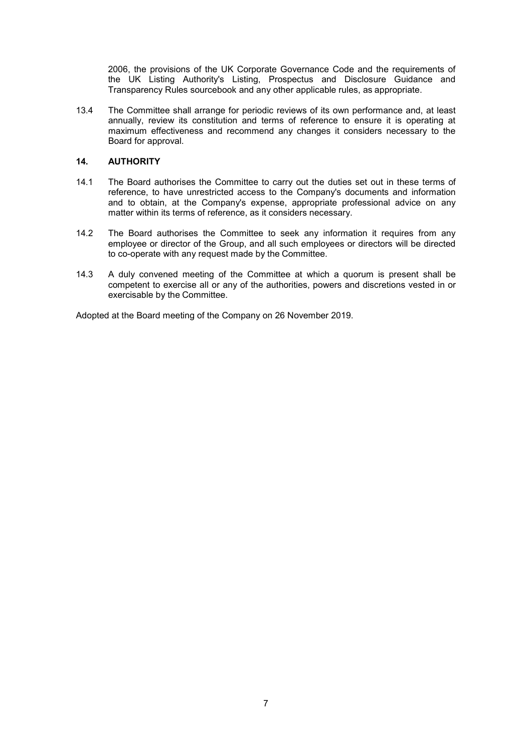2006, the provisions of the UK Corporate Governance Code and the requirements of the UK Listing Authority's Listing, Prospectus and Disclosure Guidance and Transparency Rules sourcebook and any other applicable rules, as appropriate.

13.4 The Committee shall arrange for periodic reviews of its own performance and, at least annually, review its constitution and terms of reference to ensure it is operating at maximum effectiveness and recommend any changes it considers necessary to the Board for approval.

## 14. AUTHORITY

14.1 The Board authorises the Committee to carry out the duties set out in these terms of reference, to have unrestricted access to the Company's documents and information and to obtain, at the Company's expense, appropriate professional advice on any matter within its terms of reference, as it considers necessary.

14.2 The Board authorises the Committee to seek any information it requires from any employee or director of the Group, and all such employees or directors will be directed to co-operate with any request made by the Committee.

14.3 A duly convened meeting of the Committee at which a quorum is present shall be competent to exercise all or any of the authorities, powers and discretions vested in or exercisable by the Committee.

Adopted at the Board meeting of the Company on 26 November 2019.